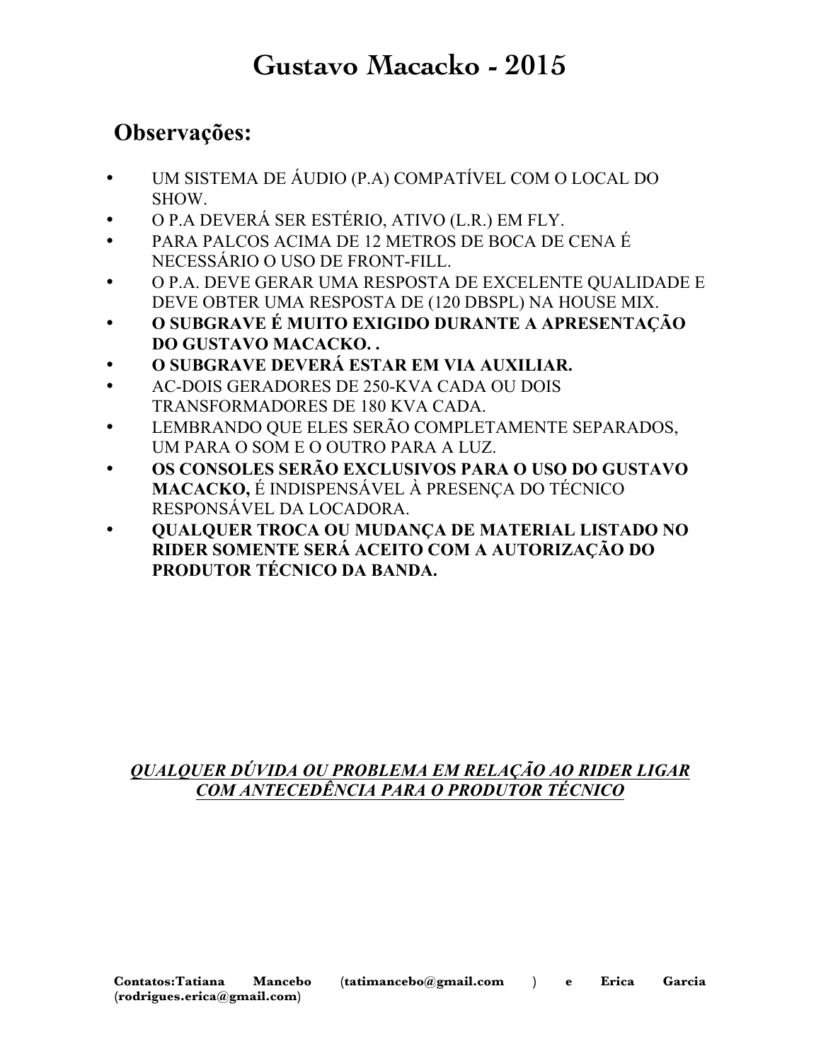# Gustavo Macacko - 2015

## Observações:

- UM SISTEMA DE ÁUDIO (P.A) COMPATÍVEL COM O LOCAL DO SHOW.
- O P.A DEVERÁ SER ESTÉRIO, ATIVO (L.R.) EM FLY.
- PARA PALCOS ACIMA DE 12 METROS DE BOCA DE CENA É NECESSÁRIO O USO DE FRONT-FILL.
- O P.A. DEVE GERAR UMA RESPOSTA DE EXCELENTE QUALIDADE E DEVE OBTER UMA RESPOSTA DE (120 DBSPL) NA HOUSE MIX.
- **O SUBGRAVE É MUITO EXIGIDO DURANTE A APRESENTAÇÃO DO GUSTAVO MACACKO. .**
- **O SUBGRAVE DEVERÁ ESTAR EM VIA AUXILIAR.**
- AC-DOIS GERADORES DE 250-KVA CADA OU DOIS TRANSFORMADORES DE 180 KVA CADA.
- LEMBRANDO QUE ELES SERÃO COMPLETAMENTE SEPARADOS, UM PARA O SOM E O OUTRO PARA A LUZ.
- **OS CONSOLES SERÃO EXCLUSIVOS PARA O USO DO GUSTAVO MACACKO,** É INDISPENSÁVEL À PRESENÇA DO TÉCNICO RESPONSÁVEL DA LOCADORA.
- **QUALQUER TROCA OU MUDANÇA DE MATERIAL LISTADO NO RIDER SOMENTE SERÁ ACEITO COM A AUTORIZAÇÃO DO PRODUTOR TÉCNICO DA BANDA.**

***QUALQUER DÚVIDA OU PROBLEMA EM RELAÇÃO AO RIDER LIGAR COM ANTECEDÊNCIA PARA O PRODUTOR TÉCNICO***

**Contatos:Tatiana Mancebo (tatimancebo@gmail.com ) e Erica Garcia (rodrigues.erica@gmail.com)**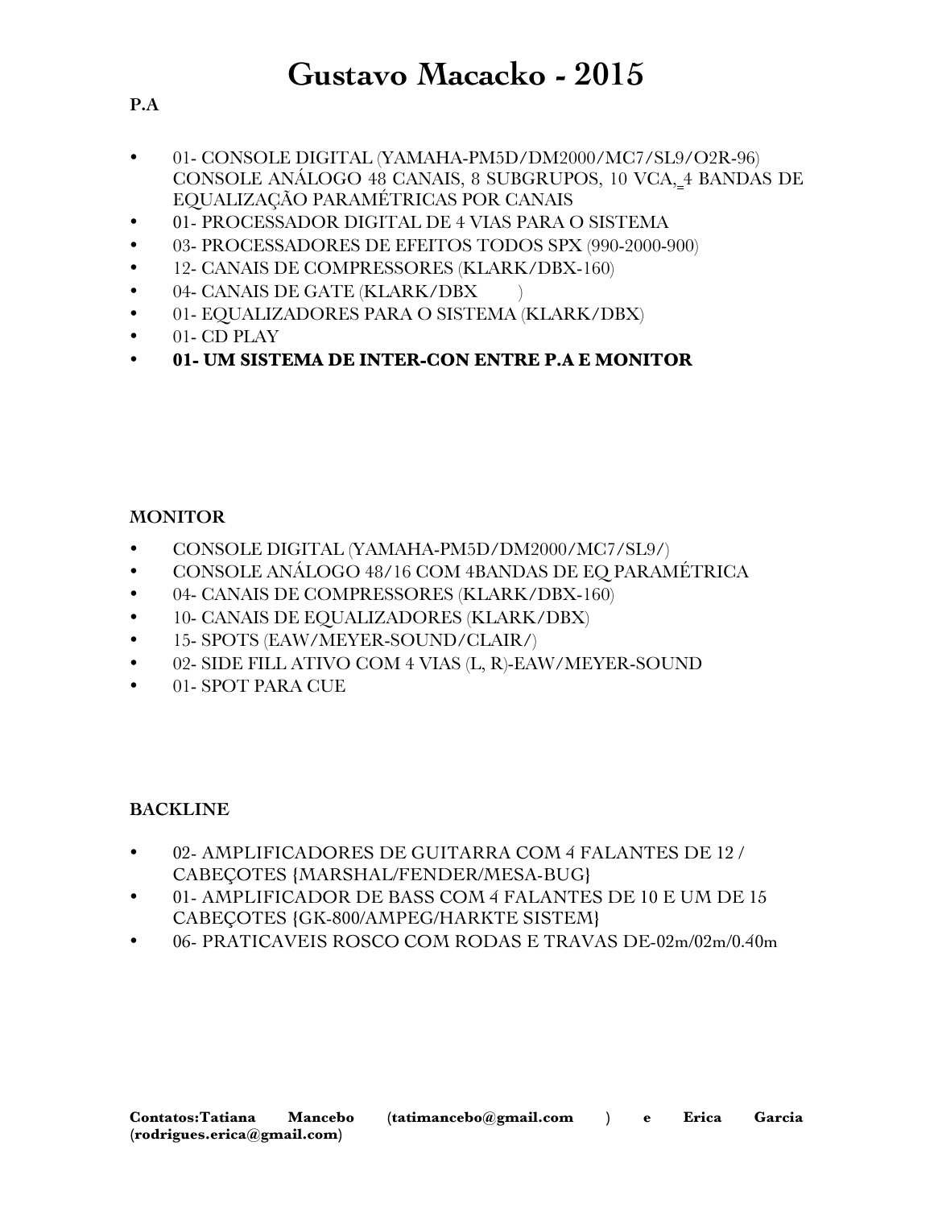# Gustavo Macacko - 2015

**P.A**

- 01- CONSOLE DIGITAL (YAMAHA-PM5D/DM2000/MC7/SL9/O2R-96) CONSOLE ANÁLOGO 48 CANAIS, 8 SUBGRUPOS, 10 VCA, 4 BANDAS DE EQUALIZAÇÃO PARAMÉTRICAS POR CANAIS
- 01- PROCESSADOR DIGITAL DE 4 VIAS PARA O SISTEMA
- 03- PROCESSADORES DE EFEITOS TODOS SPX (990-2000-900)
- 12- CANAIS DE COMPRESSORES (KLARK/DBX-160)
- 04- CANAIS DE GATE (KLARK/DBX )
- 01- EQUALIZADORES PARA O SISTEMA (KLARK/DBX)
- 01- CD PLAY
- **01- UM SISTEMA DE INTER-CON ENTRE P.A E MONITOR**

**MONITOR**

- CONSOLE DIGITAL (YAMAHA-PM5D/DM2000/MC7/SL9/)
- CONSOLE ANÁLOGO 48/16 COM 4BANDAS DE EQ PARAMÉTRICA
- 04- CANAIS DE COMPRESSORES (KLARK/DBX-160)
- 10- CANAIS DE EQUALIZADORES (KLARK/DBX)
- 15- SPOTS (EAW/MEYER-SOUND/CLAIR/)
- 02- SIDE FILL ATIVO COM 4 VIAS (L, R)-EAW/MEYER-SOUND
- 01- SPOT PARA CUE

**BACKLINE**

- 02- AMPLIFICADORES DE GUITARRA COM 4 FALANTES DE 12 / CABEÇOTES {MARSHAL/FENDER/MESA-BUG}
- 01- AMPLIFICADOR DE BASS COM 4 FALANTES DE 10 E UM DE 15 CABEÇOTES {GK-800/AMPEG/HARKTE SISTEM}
- 06- PRATICAVEIS ROSCO COM RODAS E TRAVAS DE-02m/02m/0.40m

**Contatos:Tatiana Mancebo (tatimancebo@gmail.com ) e Erica Garcia (rodrigues.erica@gmail.com)**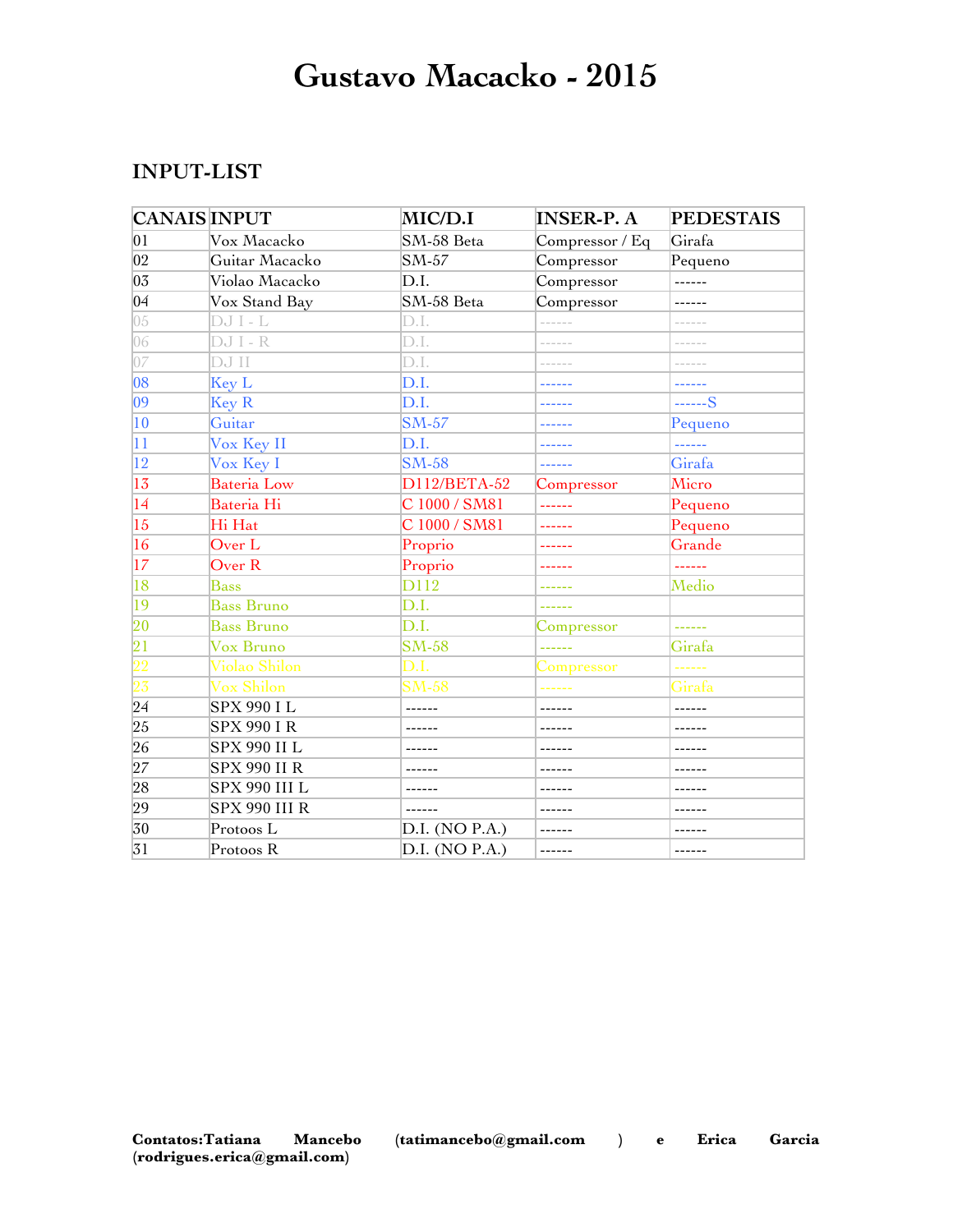# Gustavo Macacko - 2015

## INPUT-LIST

| CANAIS | INPUT | MIC/D.I | INSER-P. A | PEDESTAIS |
|---|---|---|---|---|
| 01 | Vox Macacko | SM-58 Beta | Compressor / Eq | Girafa |
| 02 | Guitar Macacko | SM-57 | Compressor | Pequeno |
| 03 | Violao Macacko | D.I. | Compressor | ------ |
| 04 | Vox Stand Bay | SM-58 Beta | Compressor | ------ |
| 05 | DJ I - L | D.I. | ------ | ------ |
| 06 | DJ I - R | D.I. | ------ | ------ |
| 07 | DJ II | D.I. | ------ | ------ |
| 08 | Key L | D.I. | ------ | ------ |
| 09 | Key R | D.I. | ------ | ------S |
| 10 | Guitar | SM-57 | ------ | Pequeno |
| 11 | Vox Key II | D.I. | ------ | ------ |
| 12 | Vox Key I | SM-58 | ------ | Girafa |
| 13 | Bateria Low | D112/BETA-52 | Compressor | Micro |
| 14 | Bateria Hi | C 1000 / SM81 | ------ | Pequeno |
| 15 | Hi Hat | C 1000 / SM81 | ------ | Pequeno |
| 16 | Over L | Proprio | ------ | Grande |
| 17 | Over R | Proprio | ------ | ------ |
| 18 | Bass | D112 | ------ | Medio |
| 19 | Bass Bruno | D.I. | ------ | |
| 20 | Bass Bruno | D.I. | Compressor | ------ |
| 21 | Vox Bruno | SM-58 | ------ | Girafa |
| 22 | Violao Shilon | D.I. | Compressor | ------ |
| 23 | Vox Shilon | SM-58 | ------ | Girafa |
| 24 | SPX 990 I L | ------ | ------ | ------ |
| 25 | SPX 990 I R | ------ | ------ | ------ |
| 26 | SPX 990 II L | ------ | ------ | ------ |
| 27 | SPX 990 II R | ------ | ------ | ------ |
| 28 | SPX 990 III L | ------ | ------ | ------ |
| 29 | SPX 990 III R | ------ | ------ | ------ |
| 30 | Protoos L | D.I. (NO P.A.) | ------ | ------ |
| 31 | Protoos R | D.I. (NO P.A.) | ------ | ------ |

**Contatos:Tatiana Mancebo (tatimancebo@gmail.com ) e Erica Garcia (rodrigues.erica@gmail.com)**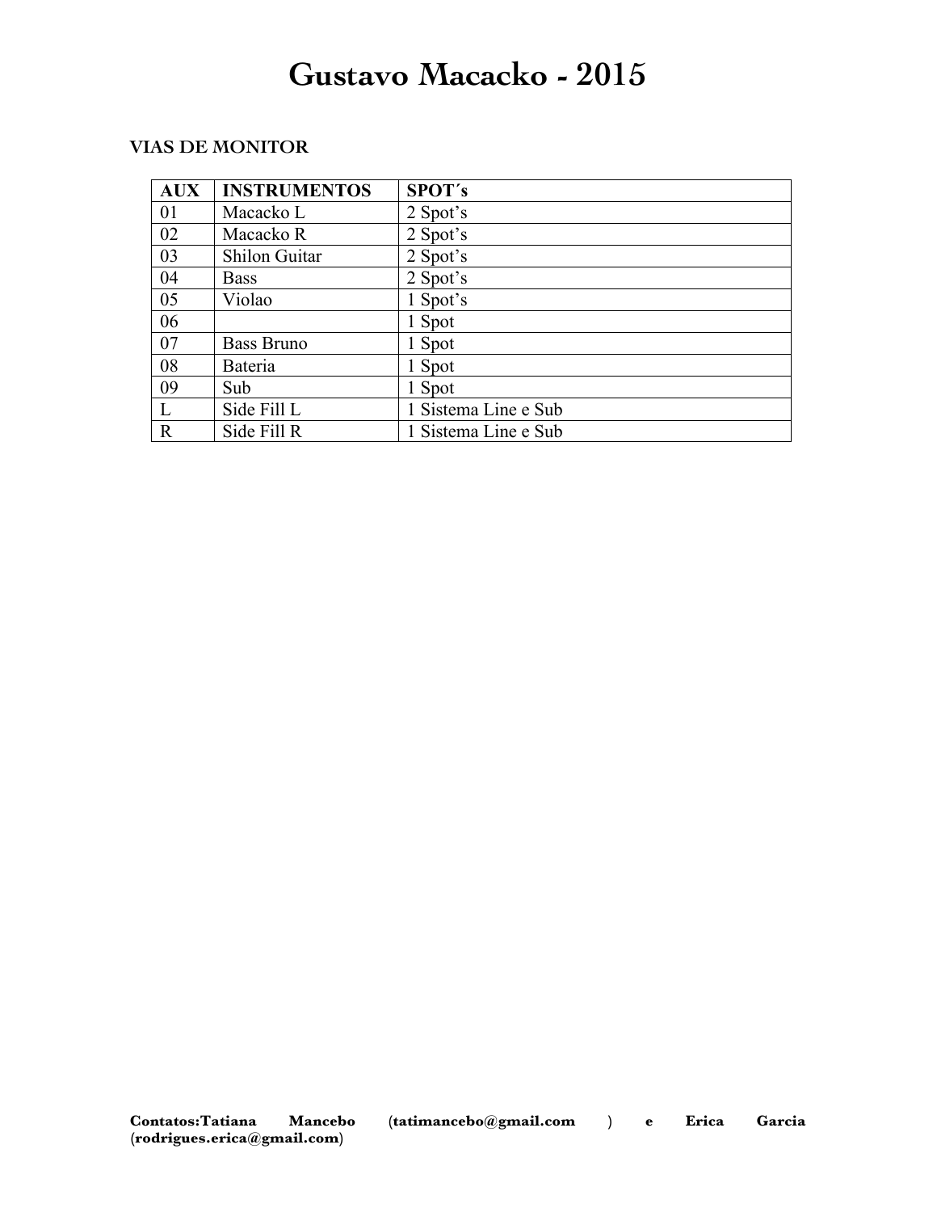# Gustavo Macacko - 2015

**VIAS DE MONITOR**

| AUX | INSTRUMENTOS | SPOT´s |
|---|---|---|
| 01 | Macacko L | 2 Spot's |
| 02 | Macacko R | 2 Spot's |
| 03 | Shilon Guitar | 2 Spot's |
| 04 | Bass | 2 Spot's |
| 05 | Violao | 1 Spot's |
| 06 | | 1 Spot |
| 07 | Bass Bruno | 1 Spot |
| 08 | Bateria | 1 Spot |
| 09 | Sub | 1 Spot |
| L | Side Fill L | 1 Sistema Line e Sub |
| R | Side Fill R | 1 Sistema Line e Sub |

**Contatos:Tatiana Mancebo (tatimancebo@gmail.com ) e Erica Garcia (rodrigues.erica@gmail.com)**